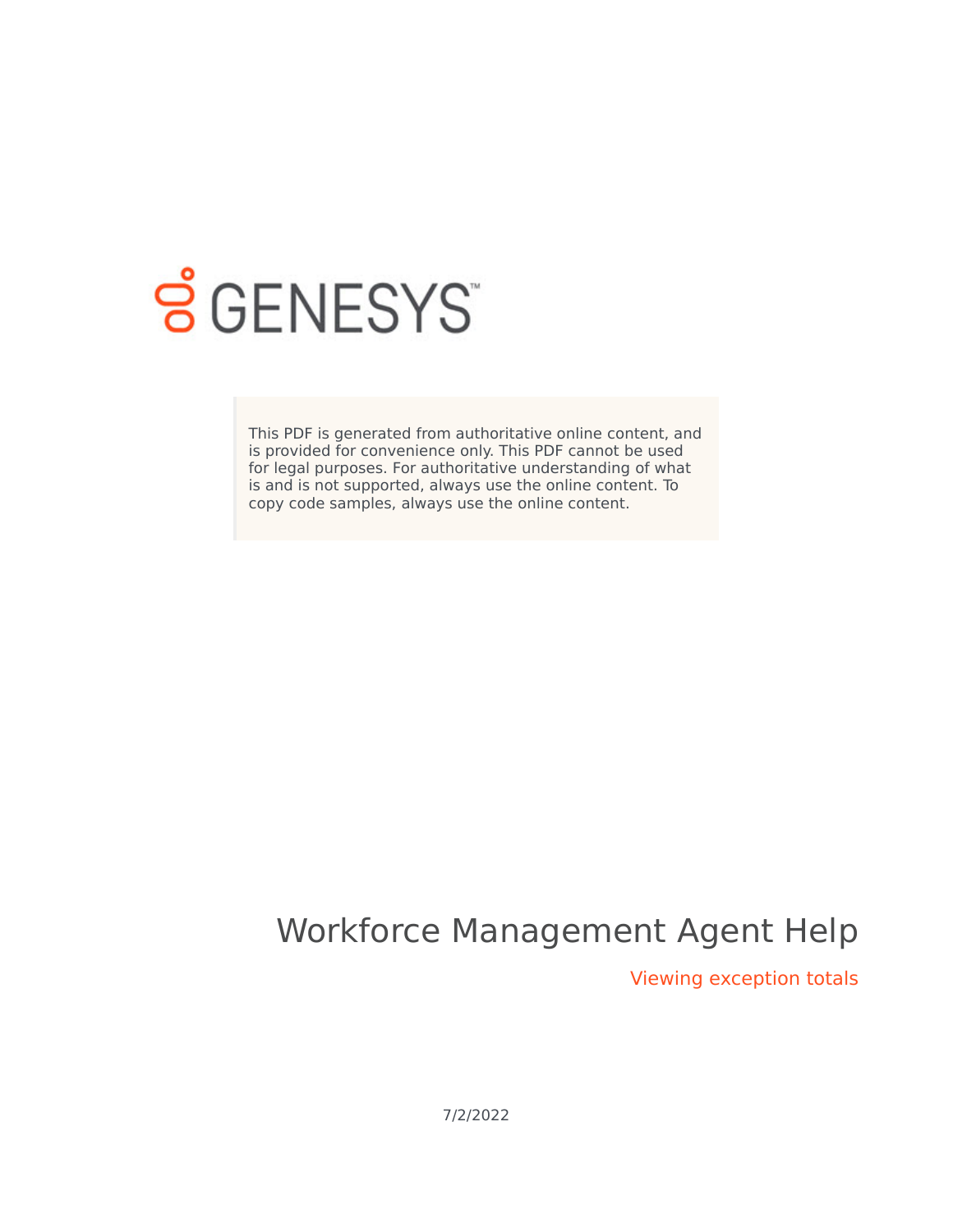GENESYS

This PDF is generated from authoritative online content, and is provided for convenience only. This PDF cannot be used for legal purposes. For authoritative understanding of what is and is not supported, always use the online content. To copy code samples, always use the online content.

# Workforce Management Agent Help

## Viewing exception totals

7/2/2022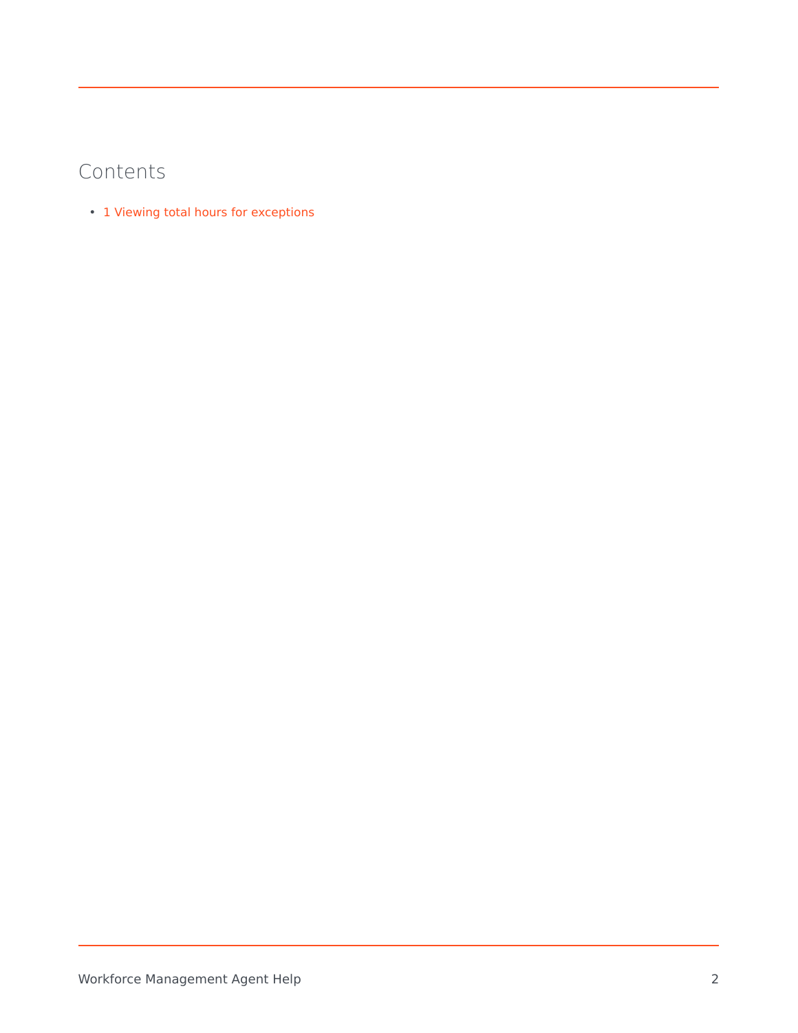## Contents

- 1 Viewing total hours for exceptions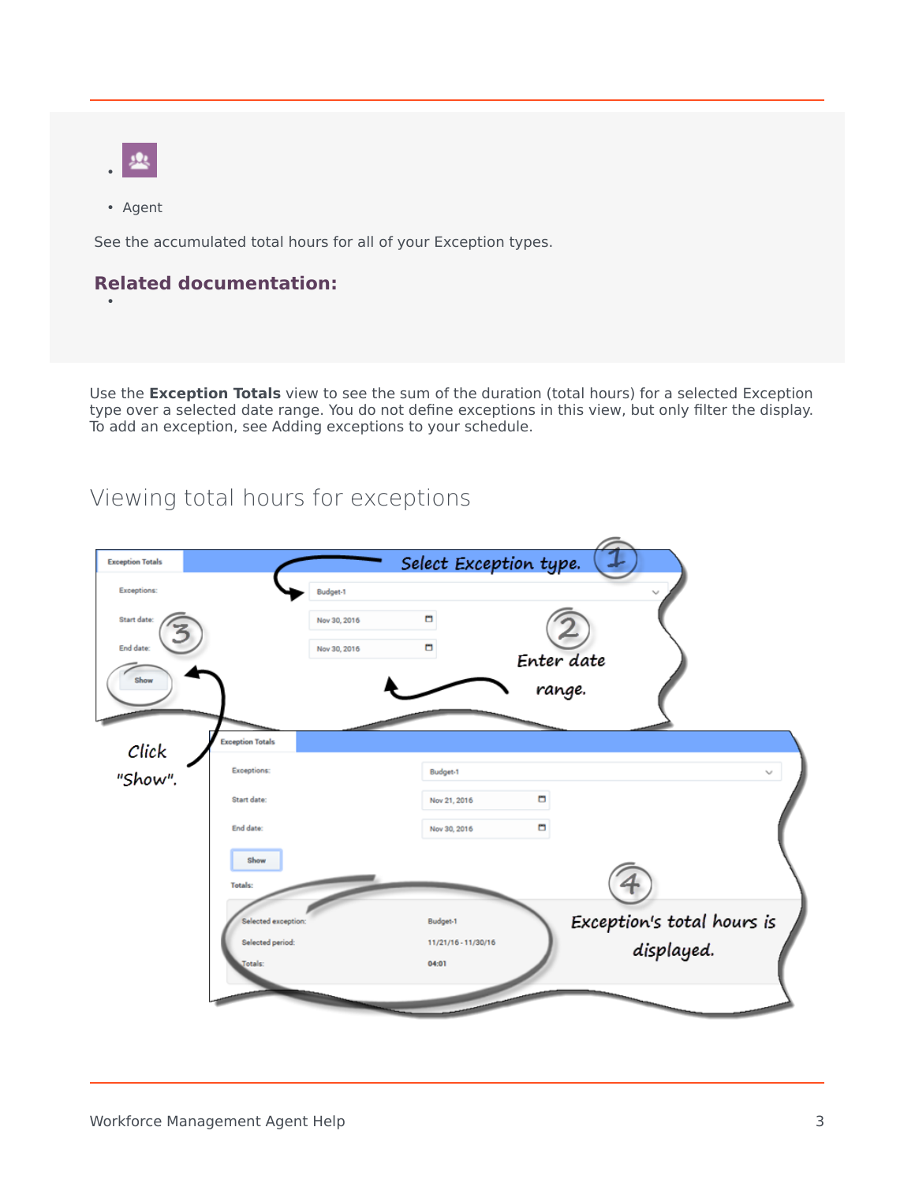- 
- Agent

See the accumulated total hours for all of your Exception types.

### Related documentation:

- 

Use the **Exception Totals** view to see the sum of the duration (total hours) for a selected Exception type over a selected date range. You do not define exceptions in this view, but only filter the display. To add an exception, see Adding exceptions to your schedule.

## Viewing total hours for exceptions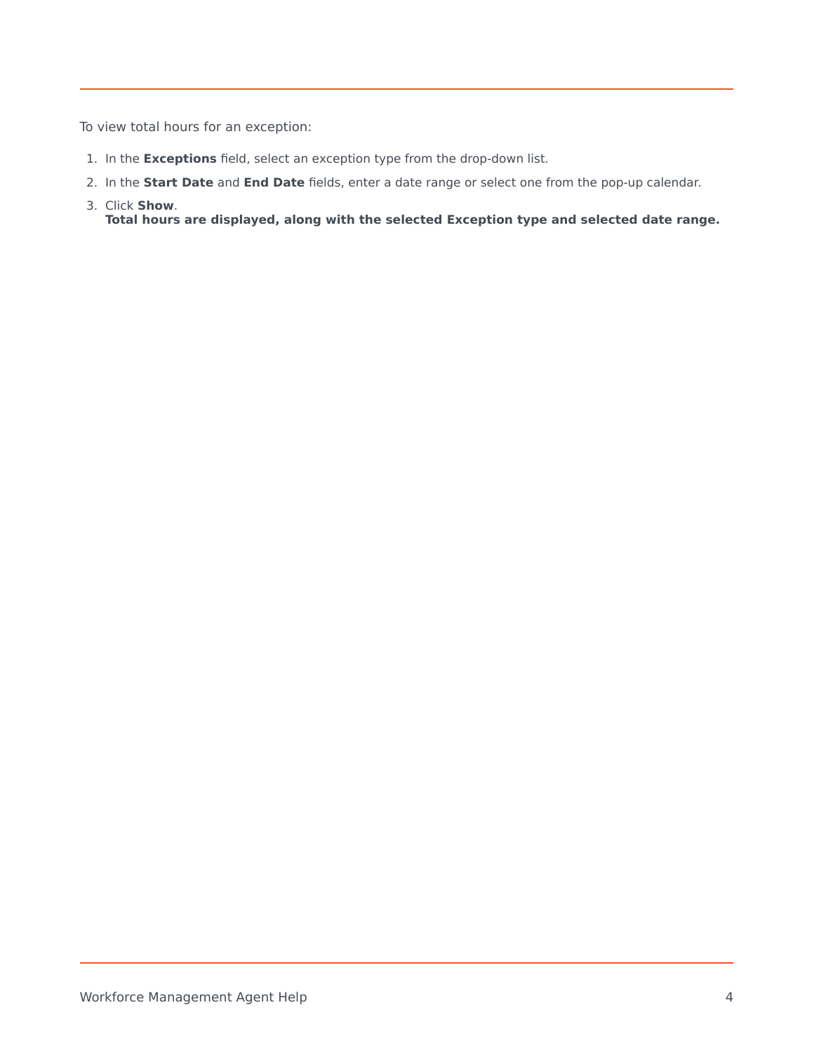To view total hours for an exception:

1. In the **Exceptions** field, select an exception type from the drop-down list.
2. In the **Start Date** and **End Date** fields, enter a date range or select one from the pop-up calendar.
3. Click **Show**.
   **Total hours are displayed, along with the selected Exception type and selected date range.**